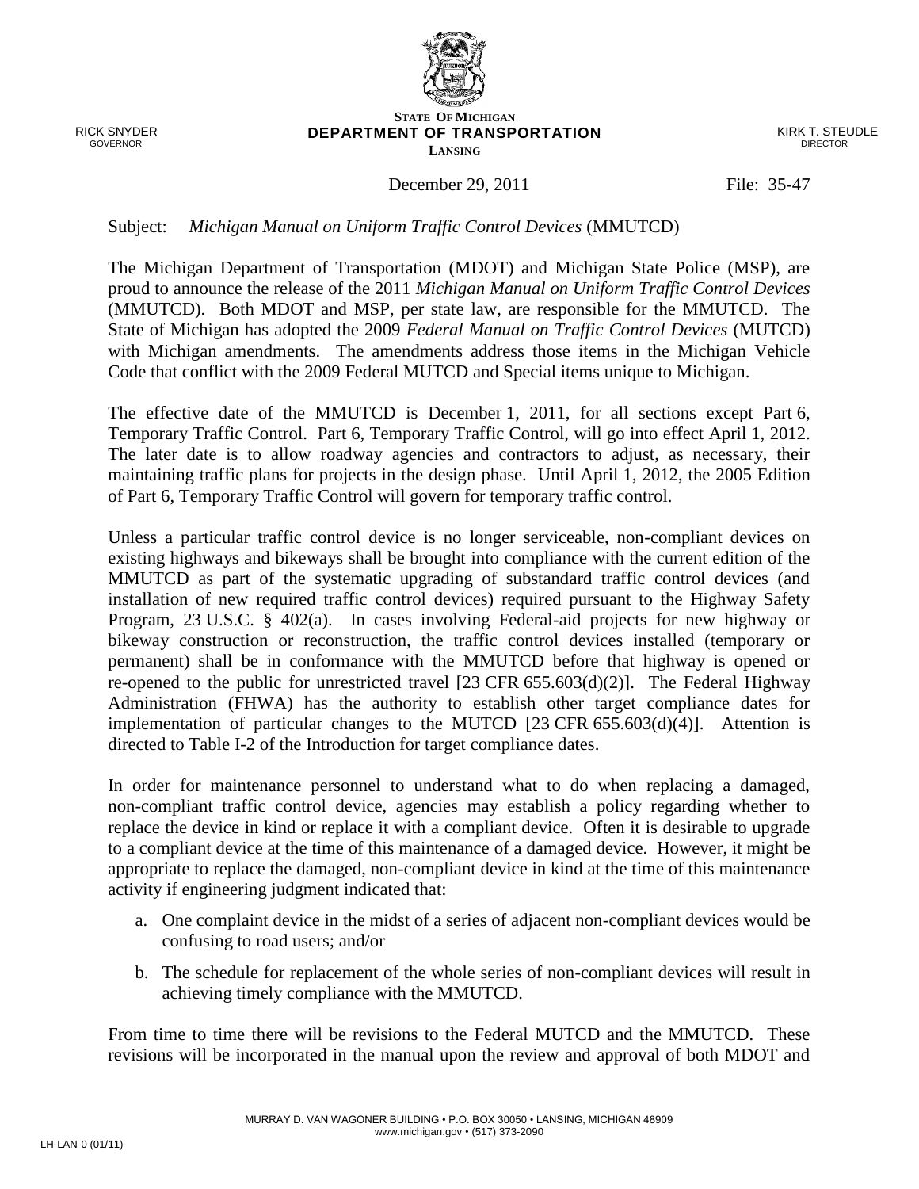RICK SNYDER
GOVERNOR

**STATE OF MICHIGAN**
**DEPARTMENT OF TRANSPORTATION**
**LANSING**

KIRK T. STEUDLE
DIRECTOR

December 29, 2011 File: 35-47

Subject: *Michigan Manual on Uniform Traffic Control Devices* (MMUTCD)

The Michigan Department of Transportation (MDOT) and Michigan State Police (MSP), are proud to announce the release of the 2011 *Michigan Manual on Uniform Traffic Control Devices* (MMUTCD). Both MDOT and MSP, per state law, are responsible for the MMUTCD. The State of Michigan has adopted the 2009 *Federal Manual on Traffic Control Devices* (MUTCD) with Michigan amendments. The amendments address those items in the Michigan Vehicle Code that conflict with the 2009 Federal MUTCD and Special items unique to Michigan.

The effective date of the MMUTCD is December 1, 2011, for all sections except Part 6, Temporary Traffic Control. Part 6, Temporary Traffic Control, will go into effect April 1, 2012. The later date is to allow roadway agencies and contractors to adjust, as necessary, their maintaining traffic plans for projects in the design phase. Until April 1, 2012, the 2005 Edition of Part 6, Temporary Traffic Control will govern for temporary traffic control.

Unless a particular traffic control device is no longer serviceable, non-compliant devices on existing highways and bikeways shall be brought into compliance with the current edition of the MMUTCD as part of the systematic upgrading of substandard traffic control devices (and installation of new required traffic control devices) required pursuant to the Highway Safety Program, 23 U.S.C. § 402(a). In cases involving Federal-aid projects for new highway or bikeway construction or reconstruction, the traffic control devices installed (temporary or permanent) shall be in conformance with the MMUTCD before that highway is opened or re-opened to the public for unrestricted travel [23 CFR 655.603(d)(2)]. The Federal Highway Administration (FHWA) has the authority to establish other target compliance dates for implementation of particular changes to the MUTCD [23 CFR 655.603(d)(4)]. Attention is directed to Table I-2 of the Introduction for target compliance dates.

In order for maintenance personnel to understand what to do when replacing a damaged, non-compliant traffic control device, agencies may establish a policy regarding whether to replace the device in kind or replace it with a compliant device. Often it is desirable to upgrade to a compliant device at the time of this maintenance of a damaged device. However, it might be appropriate to replace the damaged, non-compliant device in kind at the time of this maintenance activity if engineering judgment indicated that:

a. One complaint device in the midst of a series of adjacent non-compliant devices would be confusing to road users; and/or
b. The schedule for replacement of the whole series of non-compliant devices will result in achieving timely compliance with the MMUTCD.

From time to time there will be revisions to the Federal MUTCD and the MMUTCD. These revisions will be incorporated in the manual upon the review and approval of both MDOT and

MURRAY D. VAN WAGONER BUILDING • P.O. BOX 30050 • LANSING, MICHIGAN 48909
www.michigan.gov • (517) 373-2090

LH-LAN-0 (01/11)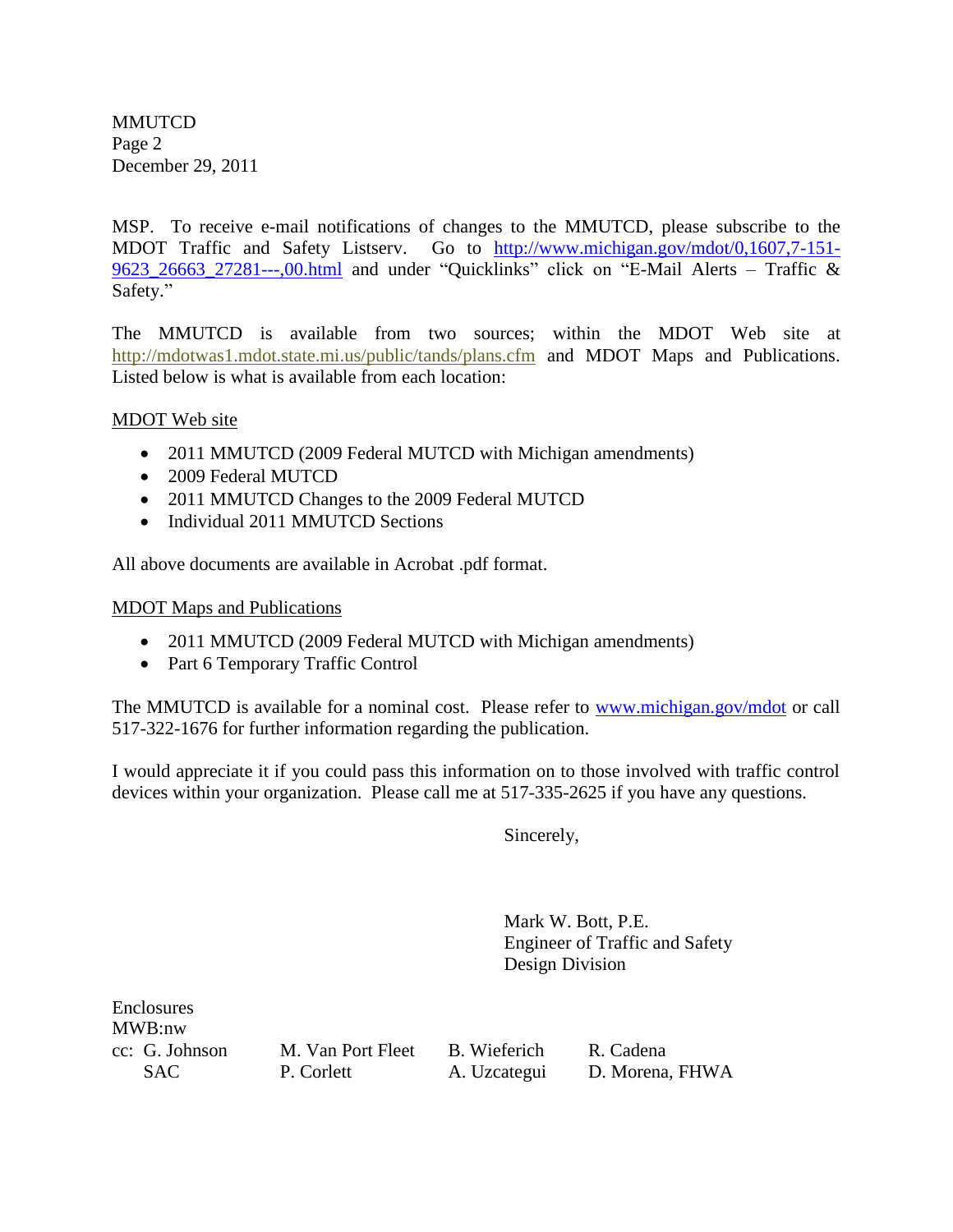MSP. To receive e-mail notifications of changes to the MMUTCD, please subscribe to the MDOT Traffic and Safety Listserv. Go to http://www.michigan.gov/mdot/0,1607,7-151-9623_26663_27281---,00.html and under "Quicklinks" click on "E-Mail Alerts – Traffic & Safety."

The MMUTCD is available from two sources; within the MDOT Web site at http://mdotwas1.mdot.state.mi.us/public/tands/plans.cfm and MDOT Maps and Publications. Listed below is what is available from each location:

MDOT Web site

- 2011 MMUTCD (2009 Federal MUTCD with Michigan amendments)
- 2009 Federal MUTCD
- 2011 MMUTCD Changes to the 2009 Federal MUTCD
- Individual 2011 MMUTCD Sections

All above documents are available in Acrobat .pdf format.

MDOT Maps and Publications

- 2011 MMUTCD (2009 Federal MUTCD with Michigan amendments)
- Part 6 Temporary Traffic Control

The MMUTCD is available for a nominal cost. Please refer to www.michigan.gov/mdot or call 517-322-1676 for further information regarding the publication.

I would appreciate it if you could pass this information on to those involved with traffic control devices within your organization. Please call me at 517-335-2625 if you have any questions.

Sincerely,

Mark W. Bott, P.E.
Engineer of Traffic and Safety
Design Division

Enclosures
MWB:nw

cc: G. Johnson, M. Van Port Fleet, B. Wieferich, R. Cadena, SAC, P. Corlett, A. Uzcategui, D. Morena, FHWA